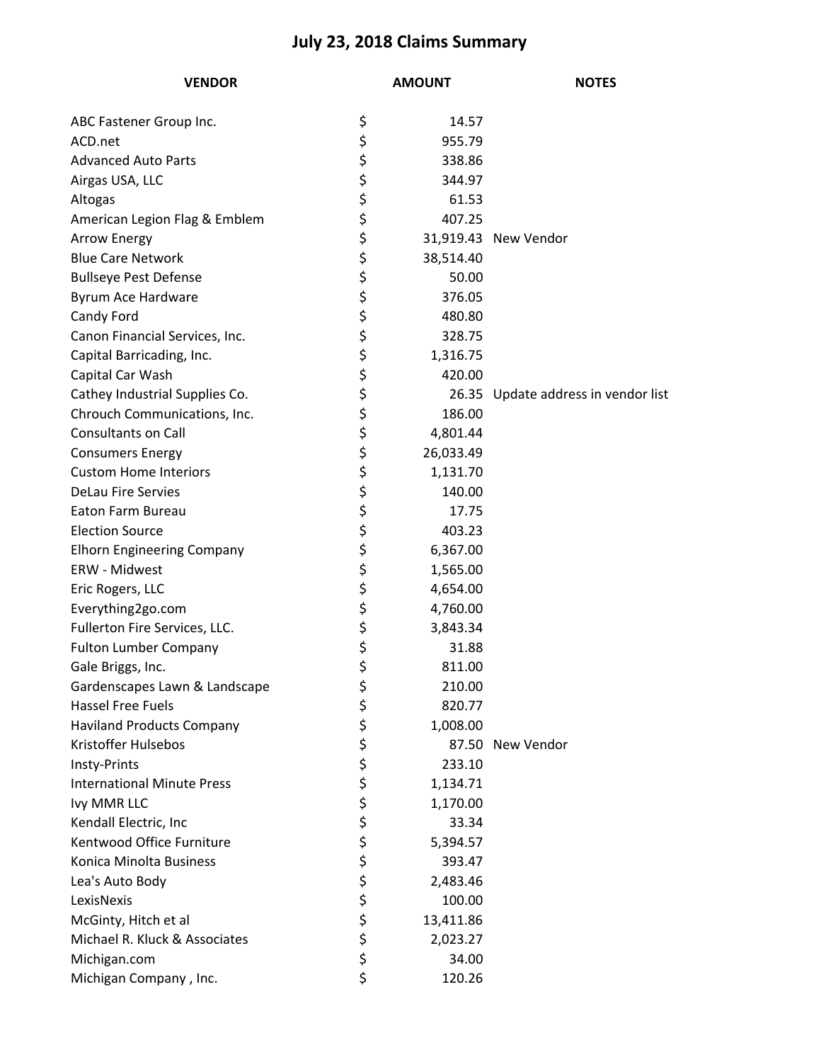# July 23, 2018 Claims Summary

| VENDOR | AMOUNT | NOTES |
|---|---|---|
| ABC Fastener Group Inc. | $ 14.57 | |
| ACD.net | $ 955.79 | |
| Advanced Auto Parts | $ 338.86 | |
| Airgas USA, LLC | $ 344.97 | |
| Altogas | $ 61.53 | |
| American Legion Flag & Emblem | $ 407.25 | |
| Arrow Energy | $ 31,919.43 | New Vendor |
| Blue Care Network | $ 38,514.40 | |
| Bullseye Pest Defense | $ 50.00 | |
| Byrum Ace Hardware | $ 376.05 | |
| Candy Ford | $ 480.80 | |
| Canon Financial Services, Inc. | $ 328.75 | |
| Capital Barricading, Inc. | $ 1,316.75 | |
| Capital Car Wash | $ 420.00 | |
| Cathey Industrial Supplies Co. | $ 26.35 | Update address in vendor list |
| Chrouch Communications, Inc. | $ 186.00 | |
| Consultants on Call | $ 4,801.44 | |
| Consumers Energy | $ 26,033.49 | |
| Custom Home Interiors | $ 1,131.70 | |
| DeLau Fire Servies | $ 140.00 | |
| Eaton Farm Bureau | $ 17.75 | |
| Election Source | $ 403.23 | |
| Elhorn Engineering Company | $ 6,367.00 | |
| ERW - Midwest | $ 1,565.00 | |
| Eric Rogers, LLC | $ 4,654.00 | |
| Everything2go.com | $ 4,760.00 | |
| Fullerton Fire Services, LLC. | $ 3,843.34 | |
| Fulton Lumber Company | $ 31.88 | |
| Gale Briggs, Inc. | $ 811.00 | |
| Gardenscapes Lawn & Landscape | $ 210.00 | |
| Hassel Free Fuels | $ 820.77 | |
| Haviland Products Company | $ 1,008.00 | |
| Kristoffer Hulsebos | $ 87.50 | New Vendor |
| Insty-Prints | $ 233.10 | |
| International Minute Press | $ 1,134.71 | |
| Ivy MMR LLC | $ 1,170.00 | |
| Kendall Electric, Inc | $ 33.34 | |
| Kentwood Office Furniture | $ 5,394.57 | |
| Konica Minolta Business | $ 393.47 | |
| Lea's Auto Body | $ 2,483.46 | |
| LexisNexis | $ 100.00 | |
| McGinty, Hitch et al | $ 13,411.86 | |
| Michael R. Kluck & Associates | $ 2,023.27 | |
| Michigan.com | $ 34.00 | |
| Michigan Company , Inc. | $ 120.26 | |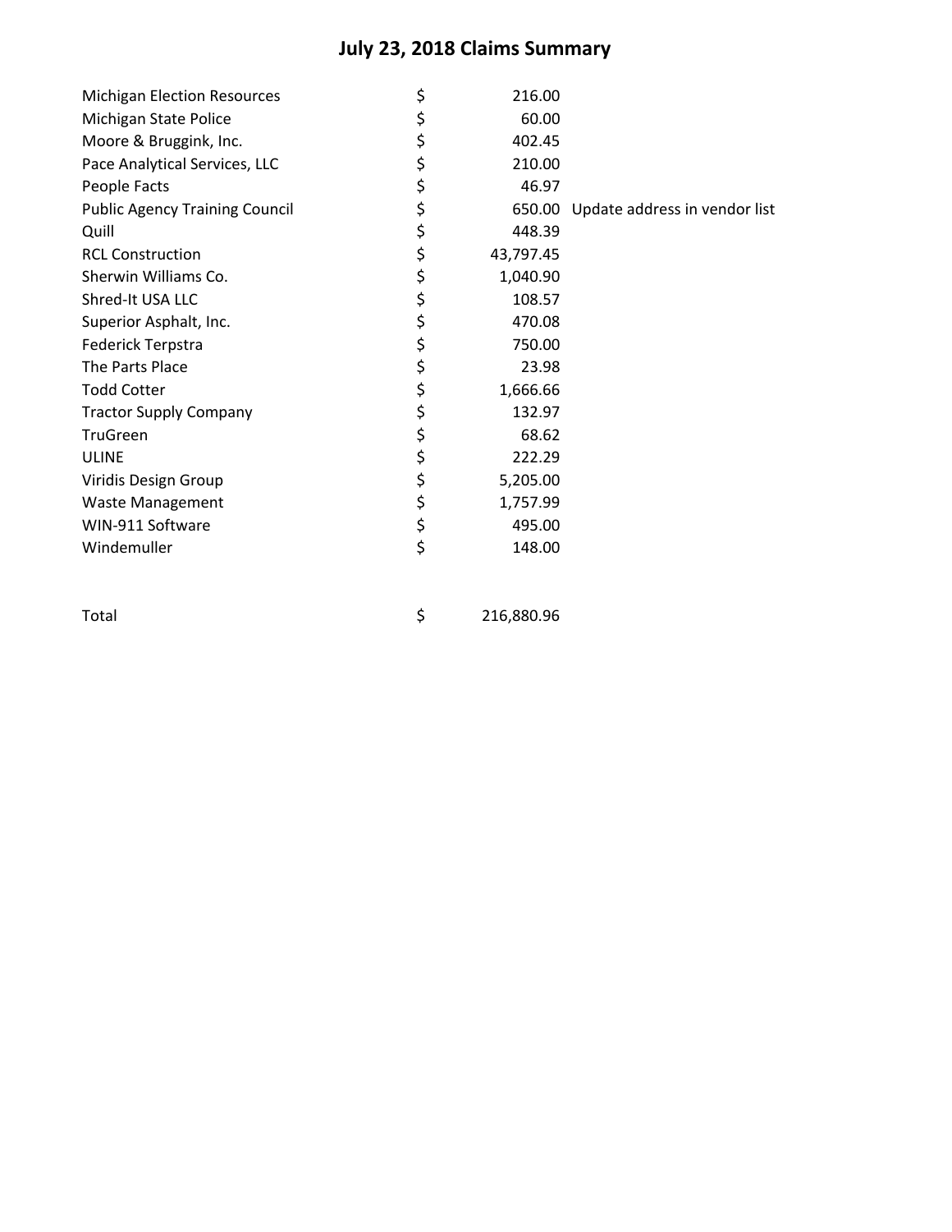# July 23, 2018 Claims Summary

| | | | |
|---|---|---|---|
| Michigan Election Resources | $ | 216.00 | |
| Michigan State Police | $ | 60.00 | |
| Moore & Bruggink, Inc. | $ | 402.45 | |
| Pace Analytical Services, LLC | $ | 210.00 | |
| People Facts | $ | 46.97 | |
| Public Agency Training Council | $ | 650.00 | Update address in vendor list |
| Quill | $ | 448.39 | |
| RCL Construction | $ | 43,797.45 | |
| Sherwin Williams Co. | $ | 1,040.90 | |
| Shred-It USA LLC | $ | 108.57 | |
| Superior Asphalt, Inc. | $ | 470.08 | |
| Federick Terpstra | $ | 750.00 | |
| The Parts Place | $ | 23.98 | |
| Todd Cotter | $ | 1,666.66 | |
| Tractor Supply Company | $ | 132.97 | |
| TruGreen | $ | 68.62 | |
| ULINE | $ | 222.29 | |
| Viridis Design Group | $ | 5,205.00 | |
| Waste Management | $ | 1,757.99 | |
| WIN-911 Software | $ | 495.00 | |
| Windemuller | $ | 148.00 | |
| | | | |
| Total | $ | 216,880.96 | |